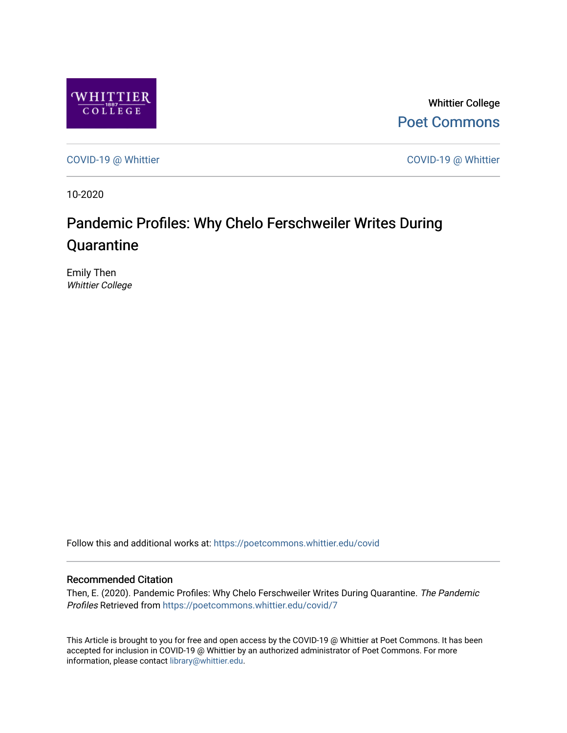Whittier College

Poet Commons

COVID-19 @ Whittier

COVID-19 @ Whittier

10-2020

# Pandemic Profiles: Why Chelo Ferschweiler Writes During Quarantine

Emily Then
*Whittier College*

Follow this and additional works at: https://poetcommons.whittier.edu/covid

## Recommended Citation

Then, E. (2020). Pandemic Profiles: Why Chelo Ferschweiler Writes During Quarantine. *The Pandemic Profiles* Retrieved from https://poetcommons.whittier.edu/covid/7

This Article is brought to you for free and open access by the COVID-19 @ Whittier at Poet Commons. It has been accepted for inclusion in COVID-19 @ Whittier by an authorized administrator of Poet Commons. For more information, please contact library@whittier.edu.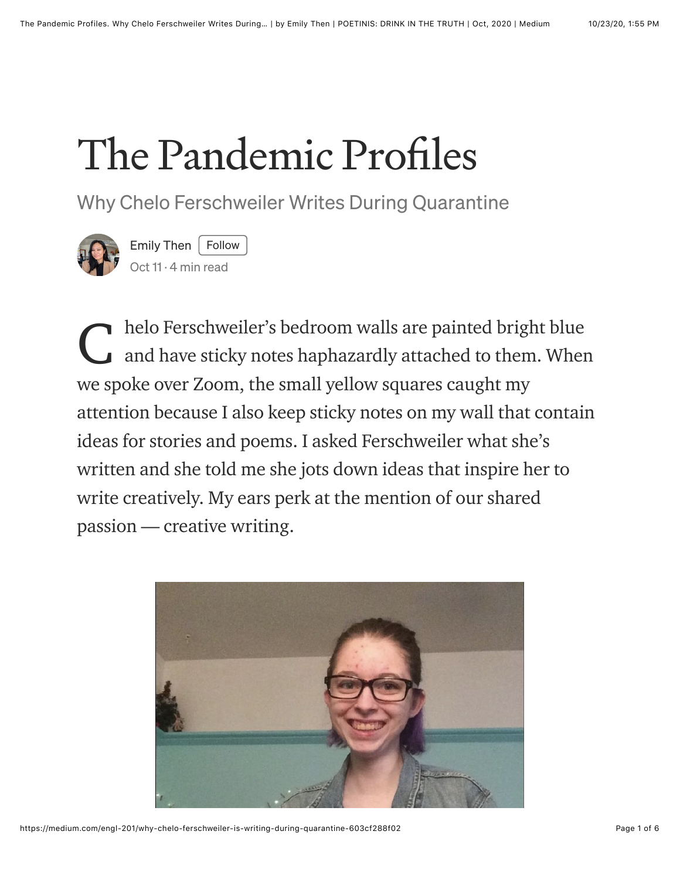# The Pandemic Profiles

## Why Chelo Ferschweiler Writes During Quarantine

Emily Then Follow

Oct 11 · 4 min read

Chelo Ferschweiler's bedroom walls are painted bright blue and have sticky notes haphazardly attached to them. When we spoke over Zoom, the small yellow squares caught my attention because I also keep sticky notes on my wall that contain ideas for stories and poems. I asked Ferschweiler what she's written and she told me she jots down ideas that inspire her to write creatively. My ears perk at the mention of our shared passion — creative writing.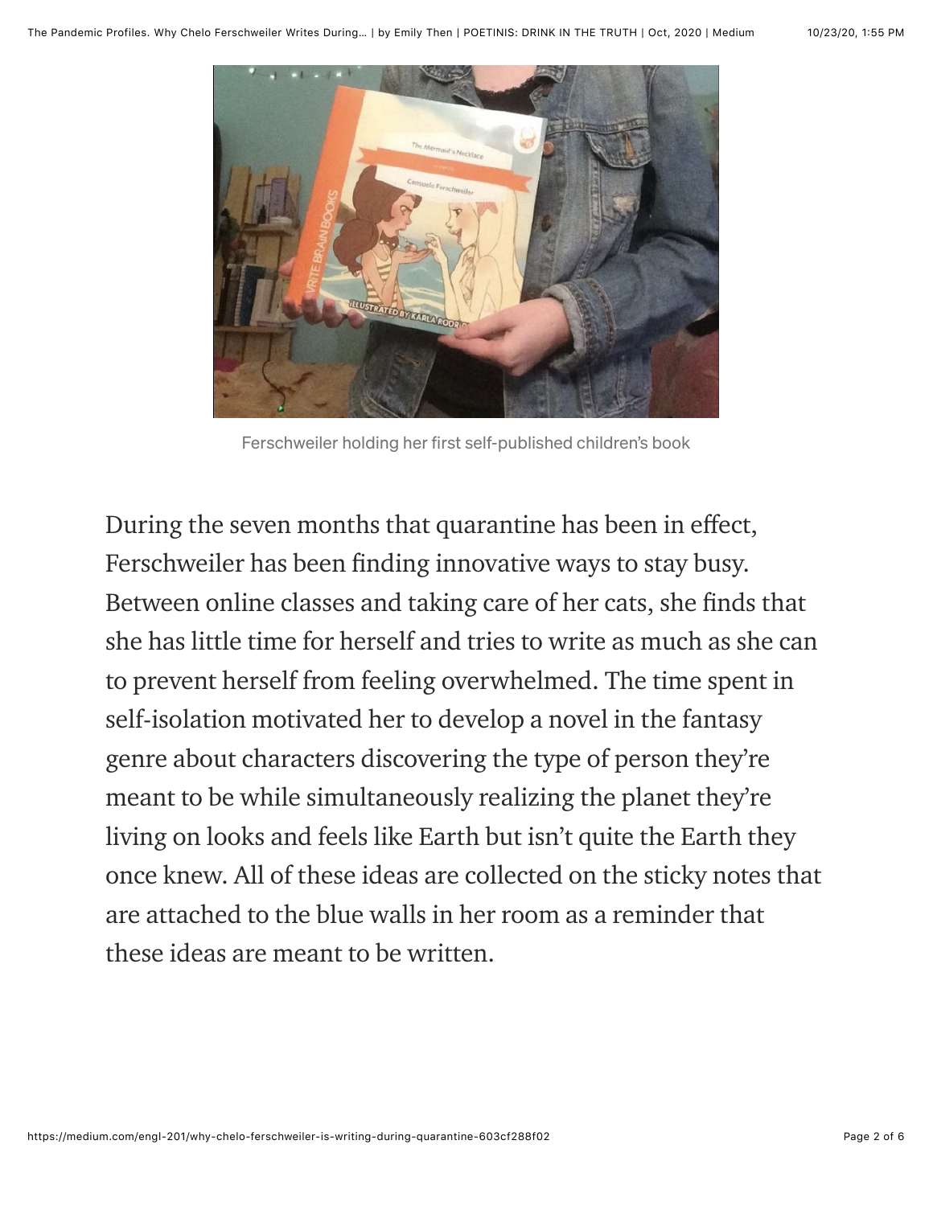Ferschweiler holding her first self-published children's book

During the seven months that quarantine has been in effect, Ferschweiler has been finding innovative ways to stay busy. Between online classes and taking care of her cats, she finds that she has little time for herself and tries to write as much as she can to prevent herself from feeling overwhelmed. The time spent in self-isolation motivated her to develop a novel in the fantasy genre about characters discovering the type of person they're meant to be while simultaneously realizing the planet they're living on looks and feels like Earth but isn't quite the Earth they once knew. All of these ideas are collected on the sticky notes that are attached to the blue walls in her room as a reminder that these ideas are meant to be written.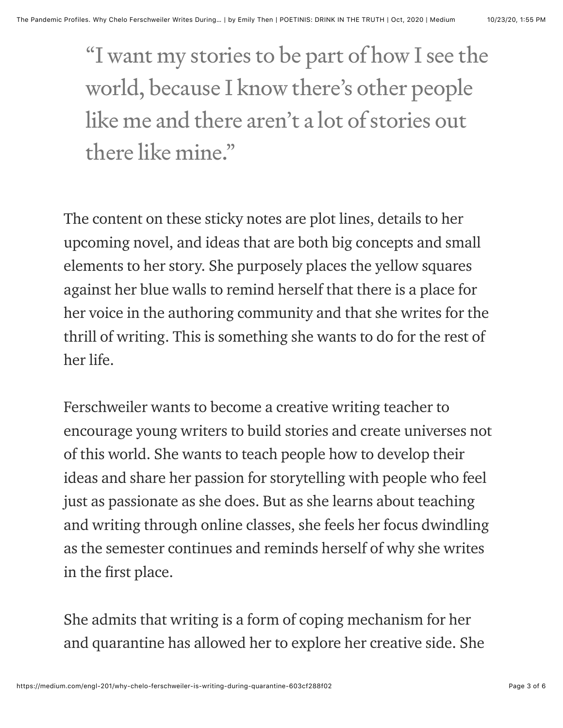> "I want my stories to be part of how I see the world, because I know there's other people like me and there aren't a lot of stories out there like mine."

The content on these sticky notes are plot lines, details to her upcoming novel, and ideas that are both big concepts and small elements to her story. She purposely places the yellow squares against her blue walls to remind herself that there is a place for her voice in the authoring community and that she writes for the thrill of writing. This is something she wants to do for the rest of her life.

Ferschweiler wants to become a creative writing teacher to encourage young writers to build stories and create universes not of this world. She wants to teach people how to develop their ideas and share her passion for storytelling with people who feel just as passionate as she does. But as she learns about teaching and writing through online classes, she feels her focus dwindling as the semester continues and reminds herself of why she writes in the first place.

She admits that writing is a form of coping mechanism for her and quarantine has allowed her to explore her creative side. She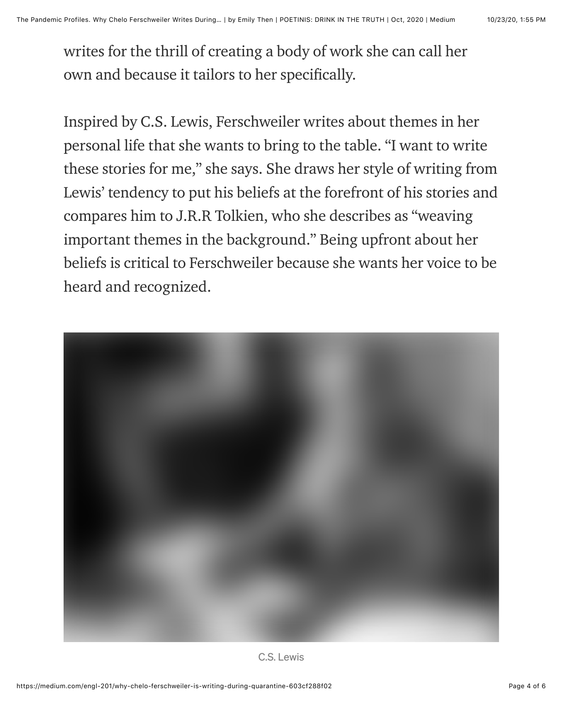writes for the thrill of creating a body of work she can call her own and because it tailors to her specifically.

Inspired by C.S. Lewis, Ferschweiler writes about themes in her personal life that she wants to bring to the table. "I want to write these stories for me," she says. She draws her style of writing from Lewis' tendency to put his beliefs at the forefront of his stories and compares him to J.R.R Tolkien, who she describes as "weaving important themes in the background." Being upfront about her beliefs is critical to Ferschweiler because she wants her voice to be heard and recognized.

C.S. Lewis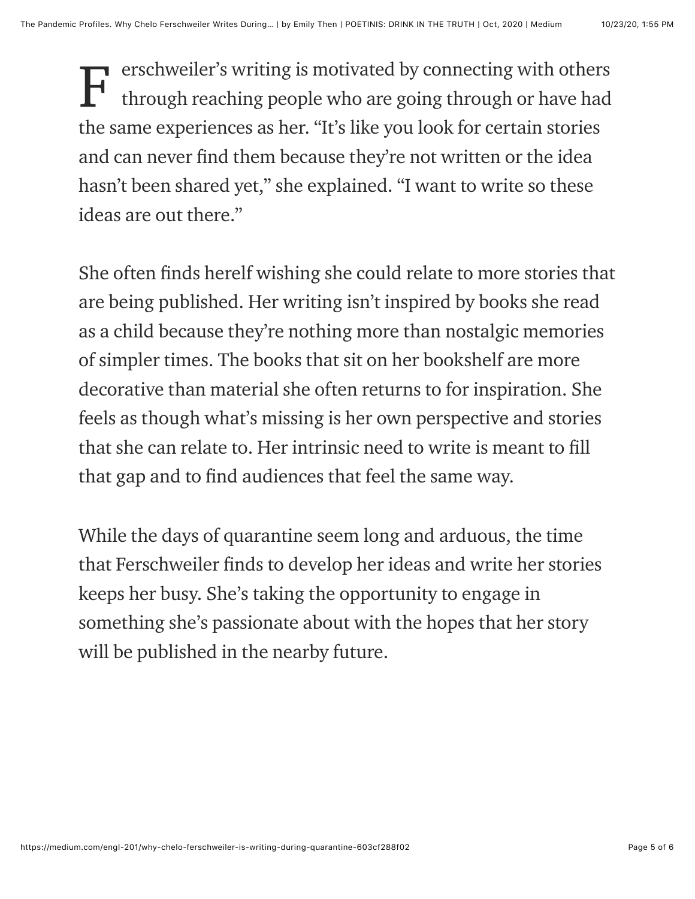Ferschweiler's writing is motivated by connecting with others through reaching people who are going through or have had the same experiences as her. "It's like you look for certain stories and can never find them because they're not written or the idea hasn't been shared yet," she explained. "I want to write so these ideas are out there."

She often finds herelf wishing she could relate to more stories that are being published. Her writing isn't inspired by books she read as a child because they're nothing more than nostalgic memories of simpler times. The books that sit on her bookshelf are more decorative than material she often returns to for inspiration. She feels as though what's missing is her own perspective and stories that she can relate to. Her intrinsic need to write is meant to fill that gap and to find audiences that feel the same way.

While the days of quarantine seem long and arduous, the time that Ferschweiler finds to develop her ideas and write her stories keeps her busy. She's taking the opportunity to engage in something she's passionate about with the hopes that her story will be published in the nearby future.